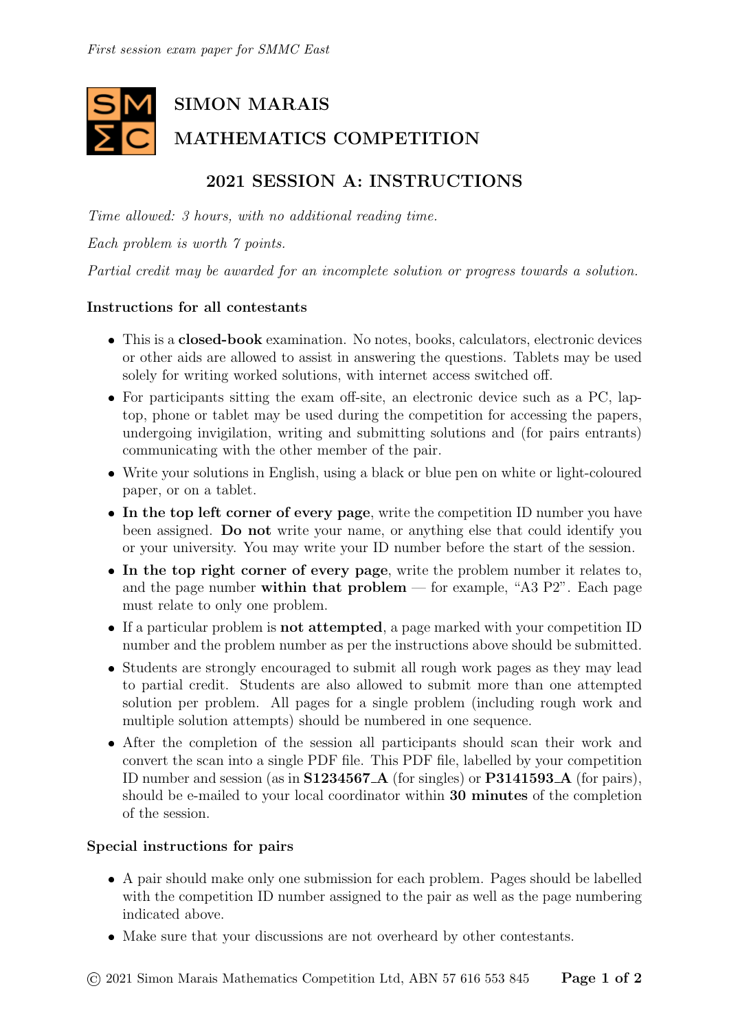# SIMON MARAIS MATHEMATICS COMPETITION

## 2021 SESSION A: INSTRUCTIONS

*Time allowed: 3 hours, with no additional reading time.*

*Each problem is worth 7 points.*

*Partial credit may be awarded for an incomplete solution or progress towards a solution.*

### Instructions for all contestants

- This is a **closed-book** examination. No notes, books, calculators, electronic devices or other aids are allowed to assist in answering the questions. Tablets may be used solely for writing worked solutions, with internet access switched off.
- For participants sitting the exam off-site, an electronic device such as a PC, laptop, phone or tablet may be used during the competition for accessing the papers, undergoing invigilation, writing and submitting solutions and (for pairs entrants) communicating with the other member of the pair.
- Write your solutions in English, using a black or blue pen on white or light-coloured paper, or on a tablet.
- **In the top left corner of every page**, write the competition ID number you have been assigned. **Do not** write your name, or anything else that could identify you or your university. You may write your ID number before the start of the session.
- **In the top right corner of every page**, write the problem number it relates to, and the page number **within that problem** — for example, "A3 P2". Each page must relate to only one problem.
- If a particular problem is **not attempted**, a page marked with your competition ID number and the problem number as per the instructions above should be submitted.
- Students are strongly encouraged to submit all rough work pages as they may lead to partial credit. Students are also allowed to submit more than one attempted solution per problem. All pages for a single problem (including rough work and multiple solution attempts) should be numbered in one sequence.
- After the completion of the session all participants should scan their work and convert the scan into a single PDF file. This PDF file, labelled by your competition ID number and session (as in **S1234567_A** (for singles) or **P3141593_A** (for pairs), should be e-mailed to your local coordinator within **30 minutes** of the completion of the session.

### Special instructions for pairs

- A pair should make only one submission for each problem. Pages should be labelled with the competition ID number assigned to the pair as well as the page numbering indicated above.
- Make sure that your discussions are not overheard by other contestants.

© 2021 Simon Marais Mathematics Competition Ltd, ABN 57 616 553 845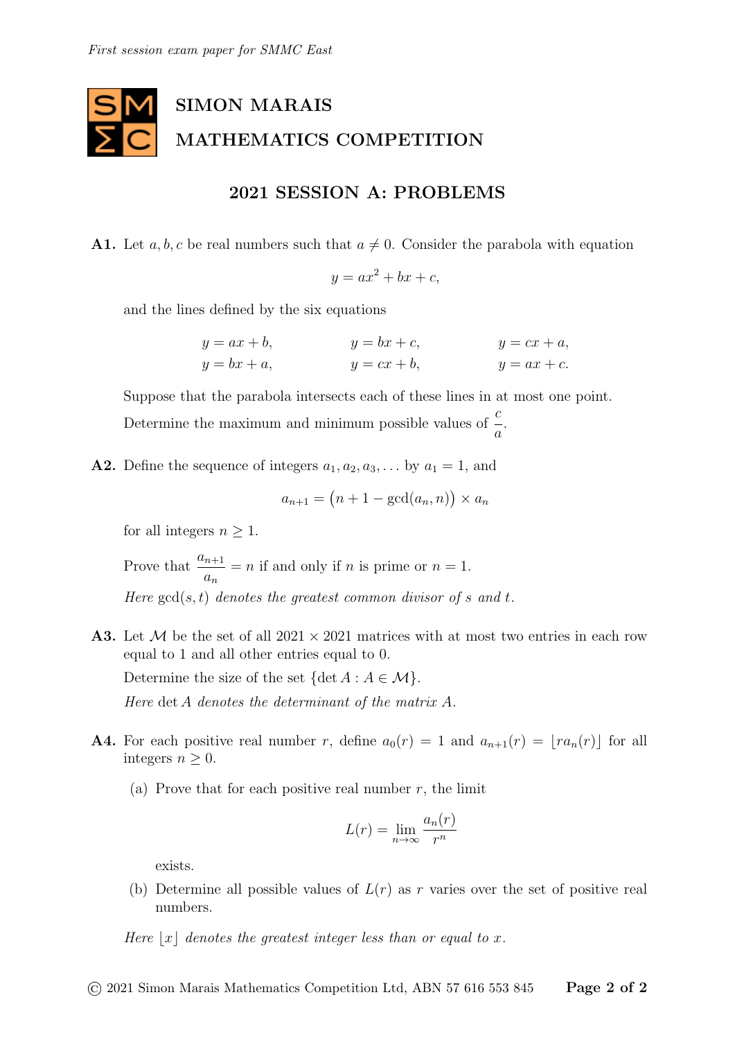# SIMON MARAIS MATHEMATICS COMPETITION

## 2021 SESSION A: PROBLEMS

**A1.** Let $a, b, c$ be real numbers such that $a \neq 0$. Consider the parabola with equation

$$y = ax^2 + bx + c,$$

and the lines defined by the six equations

$$\begin{array}{lll} y = ax + b, & y = bx + c, & y = cx + a, \\ y = bx + a, & y = cx + b, & y = ax + c. \end{array}$$

Suppose that the parabola intersects each of these lines in at most one point.

Determine the maximum and minimum possible values of $\dfrac{c}{a}$.

**A2.** Define the sequence of integers $a_1, a_2, a_3, \ldots$ by $a_1 = 1$, and

$$a_{n+1} = \big(n + 1 - \gcd(a_n, n)\big) \times a_n$$

for all integers $n \geq 1$.

Prove that $\dfrac{a_{n+1}}{a_n} = n$ if and only if $n$ is prime or $n = 1$.

*Here* $\gcd(s, t)$ *denotes the greatest common divisor of* $s$ *and* $t$.

**A3.** Let $\mathcal{M}$ be the set of all $2021 \times 2021$ matrices with at most two entries in each row equal to 1 and all other entries equal to 0.

Determine the size of the set $\{\det A : A \in \mathcal{M}\}$.

*Here* $\det A$ *denotes the determinant of the matrix* $A$.

**A4.** For each positive real number $r$, define $a_0(r) = 1$ and $a_{n+1}(r) = \lfloor r a_n(r) \rfloor$ for all integers $n \geq 0$.

(a) Prove that for each positive real number $r$, the limit

$$L(r) = \lim_{n \to \infty} \frac{a_n(r)}{r^n}$$

exists.

(b) Determine all possible values of $L(r)$ as $r$ varies over the set of positive real numbers.

*Here* $\lfloor x \rfloor$ *denotes the greatest integer less than or equal to* $x$.